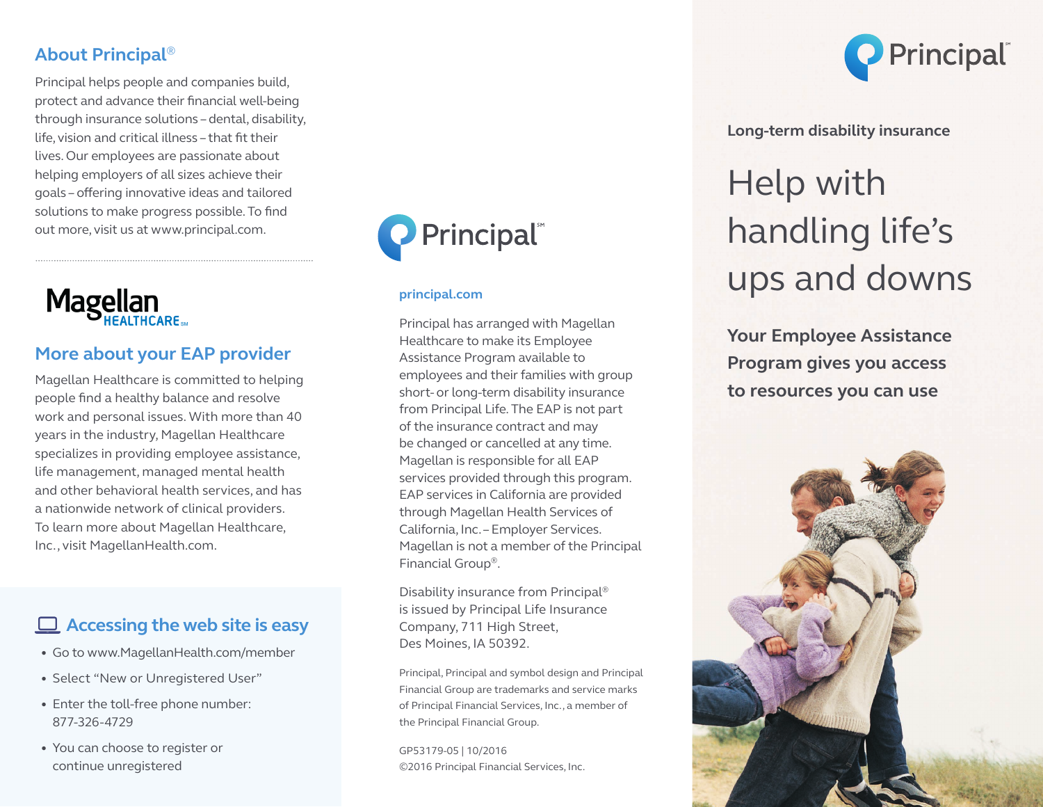## About Principal®

Principal helps people and companies build, protect and advance their financial well-being through insurance solutions – dental, disability, life, vision and critical illness – that fit their lives. Our employees are passionate about helping employers of all sizes achieve their goals – offering innovative ideas and tailored solutions to make progress possible. To find out more, visit us at www.principal.com.

Magellan HEALTHCARE℠

## More about your EAP provider

Magellan Healthcare is committed to helping people find a healthy balance and resolve work and personal issues. With more than 40 years in the industry, Magellan Healthcare specializes in providing employee assistance, life management, managed mental health and other behavioral health services, and has a nationwide network of clinical providers. To learn more about Magellan Healthcare, Inc., visit MagellanHealth.com.

## Accessing the web site is easy

- Go to www.MagellanHealth.com/member
- Select "New or Unregistered User"
- Enter the toll-free phone number: 877-326-4729
- You can choose to register or continue unregistered

Principal℠

**principal.com**

Principal has arranged with Magellan Healthcare to make its Employee Assistance Program available to employees and their families with group short- or long-term disability insurance from Principal Life. The EAP is not part of the insurance contract and may be changed or cancelled at any time. Magellan is responsible for all EAP services provided through this program. EAP services in California are provided through Magellan Health Services of California, Inc. – Employer Services. Magellan is not a member of the Principal Financial Group®.

Disability insurance from Principal® is issued by Principal Life Insurance Company, 711 High Street, Des Moines, IA 50392.

Principal, Principal and symbol design and Principal Financial Group are trademarks and service marks of Principal Financial Services, Inc., a member of the Principal Financial Group.

GP53179-05 | 10/2016
©2016 Principal Financial Services, Inc.

Principal℠

**Long-term disability insurance**

# Help with handling life's ups and downs

**Your Employee Assistance Program gives you access to resources you can use**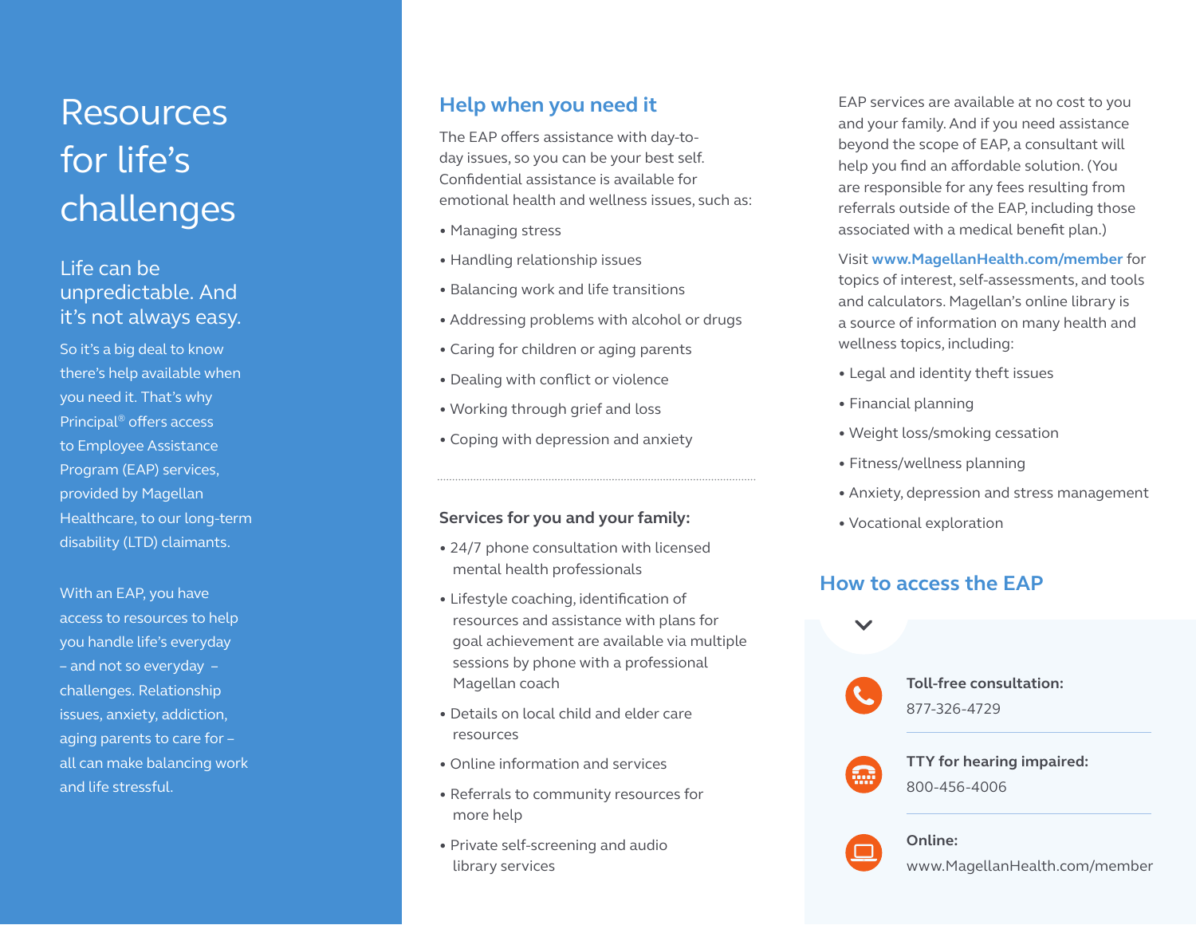# Resources for life's challenges

## Life can be unpredictable. And it's not always easy.

So it's a big deal to know there's help available when you need it. That's why Principal® offers access to Employee Assistance Program (EAP) services, provided by Magellan Healthcare, to our long-term disability (LTD) claimants.

With an EAP, you have access to resources to help you handle life's everyday – and not so everyday – challenges. Relationship issues, anxiety, addiction, aging parents to care for – all can make balancing work and life stressful.

## Help when you need it

The EAP offers assistance with day-to-day issues, so you can be your best self. Confidential assistance is available for emotional health and wellness issues, such as:

- Managing stress
- Handling relationship issues
- Balancing work and life transitions
- Addressing problems with alcohol or drugs
- Caring for children or aging parents
- Dealing with conflict or violence
- Working through grief and loss
- Coping with depression and anxiety

### Services for you and your family:

- 24/7 phone consultation with licensed mental health professionals
- Lifestyle coaching, identification of resources and assistance with plans for goal achievement are available via multiple sessions by phone with a professional Magellan coach
- Details on local child and elder care resources
- Online information and services
- Referrals to community resources for more help
- Private self-screening and audio library services

EAP services are available at no cost to you and your family. And if you need assistance beyond the scope of EAP, a consultant will help you find an affordable solution. (You are responsible for any fees resulting from referrals outside of the EAP, including those associated with a medical benefit plan.)

Visit **www.MagellanHealth.com/member** for topics of interest, self-assessments, and tools and calculators. Magellan's online library is a source of information on many health and wellness topics, including:

- Legal and identity theft issues
- Financial planning
- Weight loss/smoking cessation
- Fitness/wellness planning
- Anxiety, depression and stress management
- Vocational exploration

## How to access the EAP

**Toll-free consultation:**
877-326-4729

**TTY for hearing impaired:**
800-456-4006

**Online:**
www.MagellanHealth.com/member